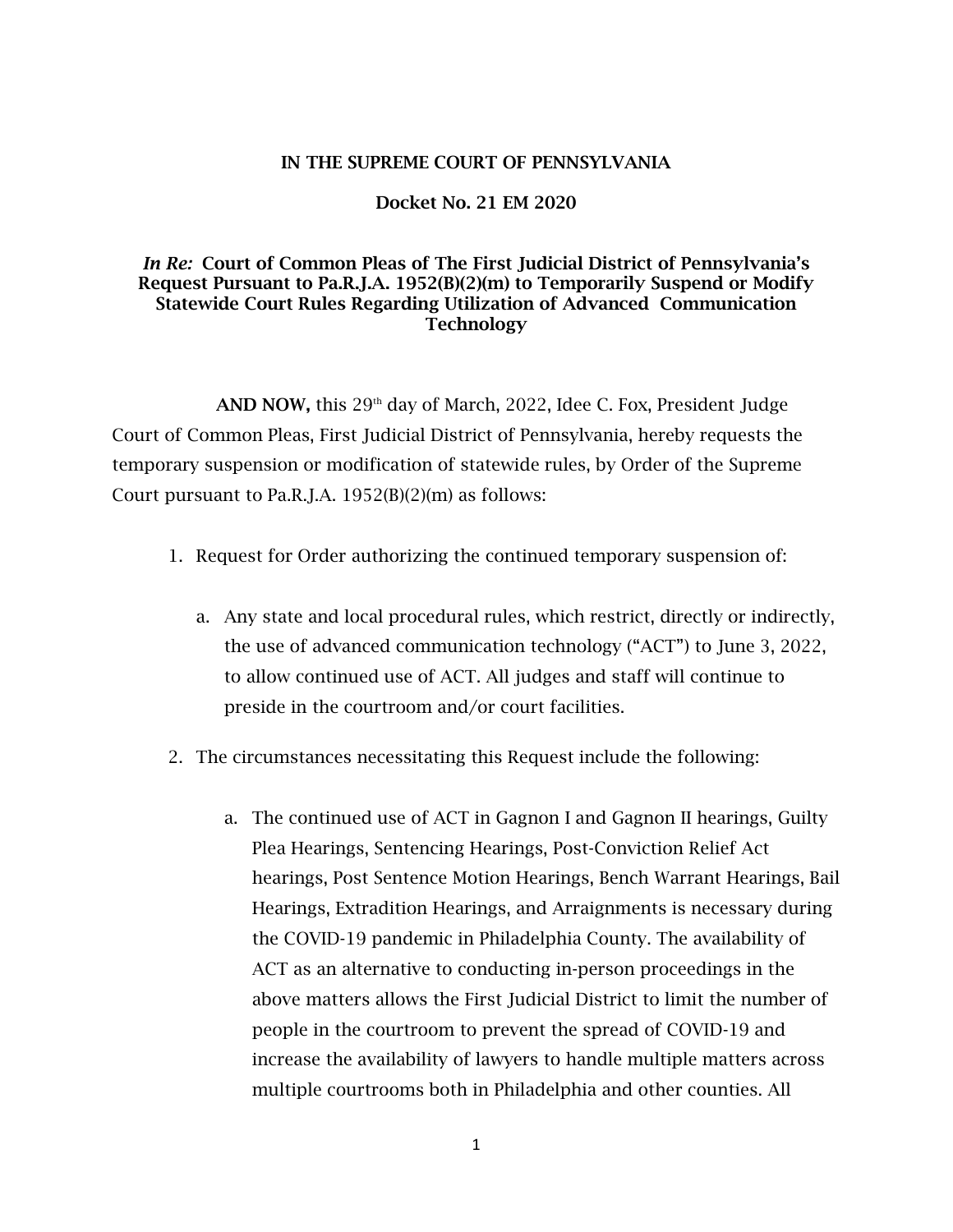**IN THE SUPREME COURT OF PENNSYLVANIA**

**Docket No. 21 EM 2020**

***In Re:* Court of Common Pleas of The First Judicial District of Pennsylvania's Request Pursuant to Pa.R.J.A. 1952(B)(2)(m) to Temporarily Suspend or Modify Statewide Court Rules Regarding Utilization of Advanced Communication Technology**

**AND NOW,** this 29th day of March, 2022, Idee C. Fox, President Judge Court of Common Pleas, First Judicial District of Pennsylvania, hereby requests the temporary suspension or modification of statewide rules, by Order of the Supreme Court pursuant to Pa.R.J.A. 1952(B)(2)(m) as follows:

1. Request for Order authorizing the continued temporary suspension of:

   a. Any state and local procedural rules, which restrict, directly or indirectly, the use of advanced communication technology ("ACT") to June 3, 2022, to allow continued use of ACT. All judges and staff will continue to preside in the courtroom and/or court facilities.

2. The circumstances necessitating this Request include the following:

   a. The continued use of ACT in Gagnon I and Gagnon II hearings, Guilty Plea Hearings, Sentencing Hearings, Post-Conviction Relief Act hearings, Post Sentence Motion Hearings, Bench Warrant Hearings, Bail Hearings, Extradition Hearings, and Arraignments is necessary during the COVID-19 pandemic in Philadelphia County. The availability of ACT as an alternative to conducting in-person proceedings in the above matters allows the First Judicial District to limit the number of people in the courtroom to prevent the spread of COVID-19 and increase the availability of lawyers to handle multiple matters across multiple courtrooms both in Philadelphia and other counties. All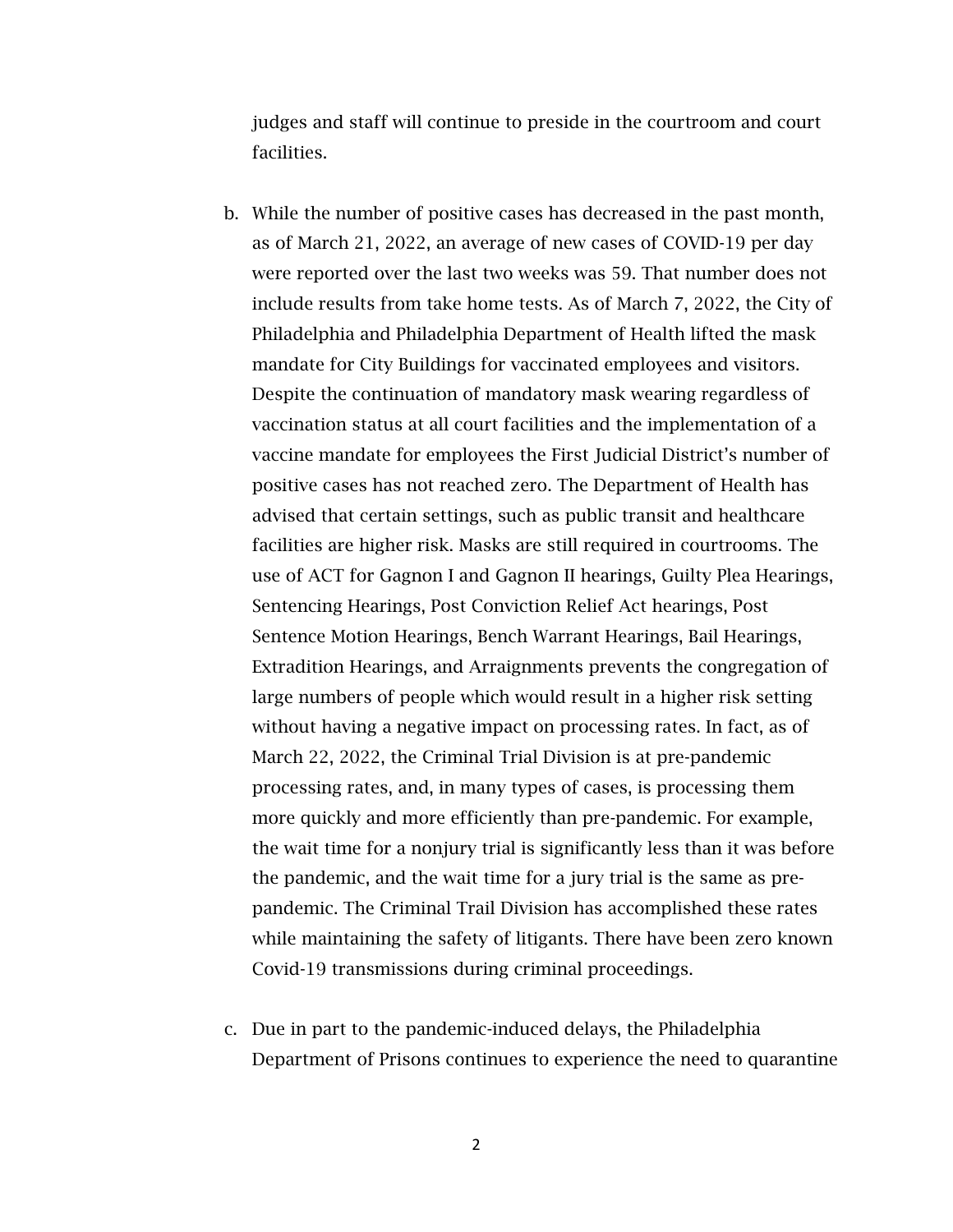judges and staff will continue to preside in the courtroom and court facilities.

b. While the number of positive cases has decreased in the past month, as of March 21, 2022, an average of new cases of COVID-19 per day were reported over the last two weeks was 59. That number does not include results from take home tests. As of March 7, 2022, the City of Philadelphia and Philadelphia Department of Health lifted the mask mandate for City Buildings for vaccinated employees and visitors. Despite the continuation of mandatory mask wearing regardless of vaccination status at all court facilities and the implementation of a vaccine mandate for employees the First Judicial District's number of positive cases has not reached zero. The Department of Health has advised that certain settings, such as public transit and healthcare facilities are higher risk. Masks are still required in courtrooms. The use of ACT for Gagnon I and Gagnon II hearings, Guilty Plea Hearings, Sentencing Hearings, Post Conviction Relief Act hearings, Post Sentence Motion Hearings, Bench Warrant Hearings, Bail Hearings, Extradition Hearings, and Arraignments prevents the congregation of large numbers of people which would result in a higher risk setting without having a negative impact on processing rates. In fact, as of March 22, 2022, the Criminal Trial Division is at pre-pandemic processing rates, and, in many types of cases, is processing them more quickly and more efficiently than pre-pandemic. For example, the wait time for a nonjury trial is significantly less than it was before the pandemic, and the wait time for a jury trial is the same as pre-pandemic. The Criminal Trail Division has accomplished these rates while maintaining the safety of litigants. There have been zero known Covid-19 transmissions during criminal proceedings.

c. Due in part to the pandemic-induced delays, the Philadelphia Department of Prisons continues to experience the need to quarantine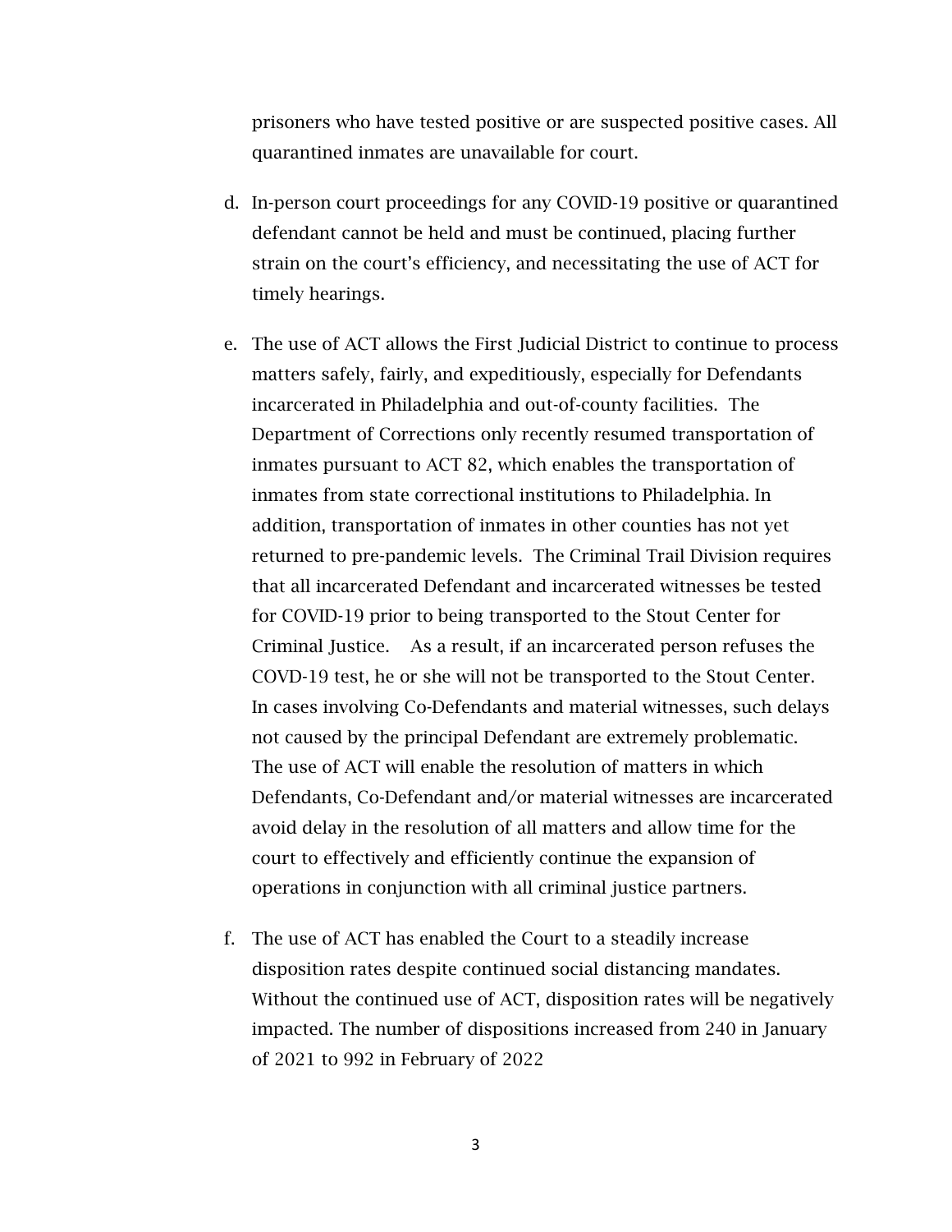prisoners who have tested positive or are suspected positive cases. All quarantined inmates are unavailable for court.

d. In-person court proceedings for any COVID-19 positive or quarantined defendant cannot be held and must be continued, placing further strain on the court's efficiency, and necessitating the use of ACT for timely hearings.

e. The use of ACT allows the First Judicial District to continue to process matters safely, fairly, and expeditiously, especially for Defendants incarcerated in Philadelphia and out-of-county facilities. The Department of Corrections only recently resumed transportation of inmates pursuant to ACT 82, which enables the transportation of inmates from state correctional institutions to Philadelphia. In addition, transportation of inmates in other counties has not yet returned to pre-pandemic levels. The Criminal Trail Division requires that all incarcerated Defendant and incarcerated witnesses be tested for COVID-19 prior to being transported to the Stout Center for Criminal Justice. As a result, if an incarcerated person refuses the COVD-19 test, he or she will not be transported to the Stout Center. In cases involving Co-Defendants and material witnesses, such delays not caused by the principal Defendant are extremely problematic. The use of ACT will enable the resolution of matters in which Defendants, Co-Defendant and/or material witnesses are incarcerated avoid delay in the resolution of all matters and allow time for the court to effectively and efficiently continue the expansion of operations in conjunction with all criminal justice partners.

f. The use of ACT has enabled the Court to a steadily increase disposition rates despite continued social distancing mandates. Without the continued use of ACT, disposition rates will be negatively impacted. The number of dispositions increased from 240 in January of 2021 to 992 in February of 2022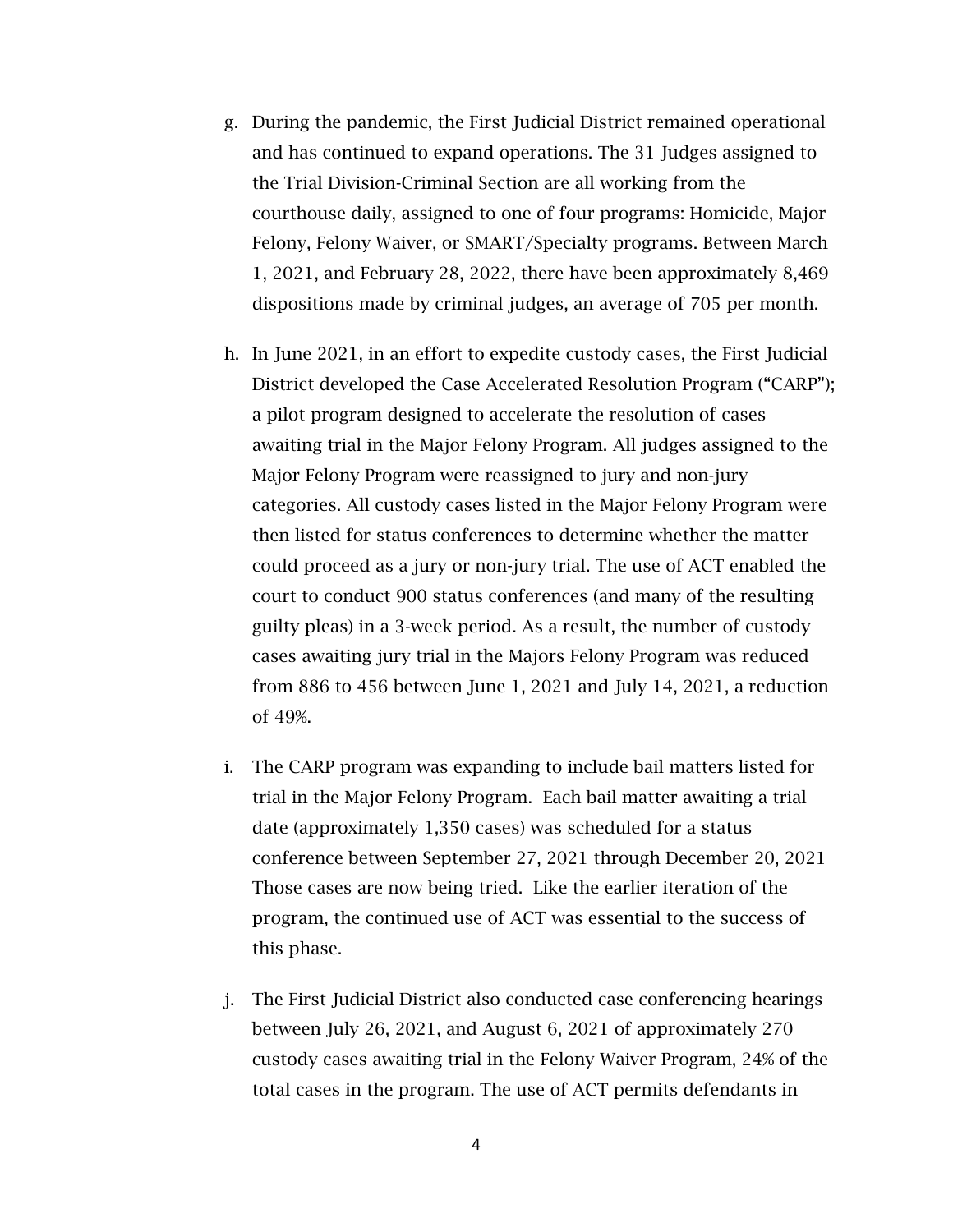g. During the pandemic, the First Judicial District remained operational and has continued to expand operations. The 31 Judges assigned to the Trial Division-Criminal Section are all working from the courthouse daily, assigned to one of four programs: Homicide, Major Felony, Felony Waiver, or SMART/Specialty programs. Between March 1, 2021, and February 28, 2022, there have been approximately 8,469 dispositions made by criminal judges, an average of 705 per month.

h. In June 2021, in an effort to expedite custody cases, the First Judicial District developed the Case Accelerated Resolution Program ("CARP"); a pilot program designed to accelerate the resolution of cases awaiting trial in the Major Felony Program. All judges assigned to the Major Felony Program were reassigned to jury and non-jury categories. All custody cases listed in the Major Felony Program were then listed for status conferences to determine whether the matter could proceed as a jury or non-jury trial. The use of ACT enabled the court to conduct 900 status conferences (and many of the resulting guilty pleas) in a 3-week period. As a result, the number of custody cases awaiting jury trial in the Majors Felony Program was reduced from 886 to 456 between June 1, 2021 and July 14, 2021, a reduction of 49%.

i. The CARP program was expanding to include bail matters listed for trial in the Major Felony Program. Each bail matter awaiting a trial date (approximately 1,350 cases) was scheduled for a status conference between September 27, 2021 through December 20, 2021 Those cases are now being tried. Like the earlier iteration of the program, the continued use of ACT was essential to the success of this phase.

j. The First Judicial District also conducted case conferencing hearings between July 26, 2021, and August 6, 2021 of approximately 270 custody cases awaiting trial in the Felony Waiver Program, 24% of the total cases in the program. The use of ACT permits defendants in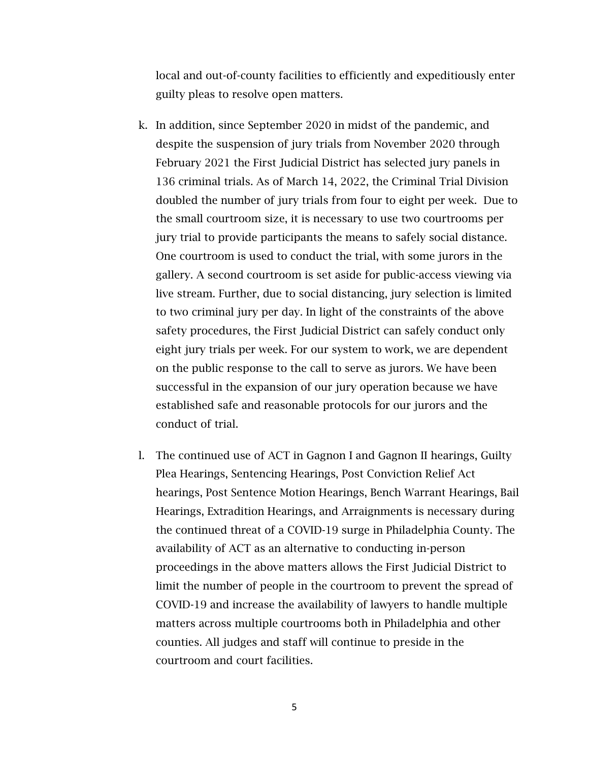local and out-of-county facilities to efficiently and expeditiously enter guilty pleas to resolve open matters.

k. In addition, since September 2020 in midst of the pandemic, and despite the suspension of jury trials from November 2020 through February 2021 the First Judicial District has selected jury panels in 136 criminal trials. As of March 14, 2022, the Criminal Trial Division doubled the number of jury trials from four to eight per week. Due to the small courtroom size, it is necessary to use two courtrooms per jury trial to provide participants the means to safely social distance. One courtroom is used to conduct the trial, with some jurors in the gallery. A second courtroom is set aside for public-access viewing via live stream. Further, due to social distancing, jury selection is limited to two criminal jury per day. In light of the constraints of the above safety procedures, the First Judicial District can safely conduct only eight jury trials per week. For our system to work, we are dependent on the public response to the call to serve as jurors. We have been successful in the expansion of our jury operation because we have established safe and reasonable protocols for our jurors and the conduct of trial.

l. The continued use of ACT in Gagnon I and Gagnon II hearings, Guilty Plea Hearings, Sentencing Hearings, Post Conviction Relief Act hearings, Post Sentence Motion Hearings, Bench Warrant Hearings, Bail Hearings, Extradition Hearings, and Arraignments is necessary during the continued threat of a COVID-19 surge in Philadelphia County. The availability of ACT as an alternative to conducting in-person proceedings in the above matters allows the First Judicial District to limit the number of people in the courtroom to prevent the spread of COVID-19 and increase the availability of lawyers to handle multiple matters across multiple courtrooms both in Philadelphia and other counties. All judges and staff will continue to preside in the courtroom and court facilities.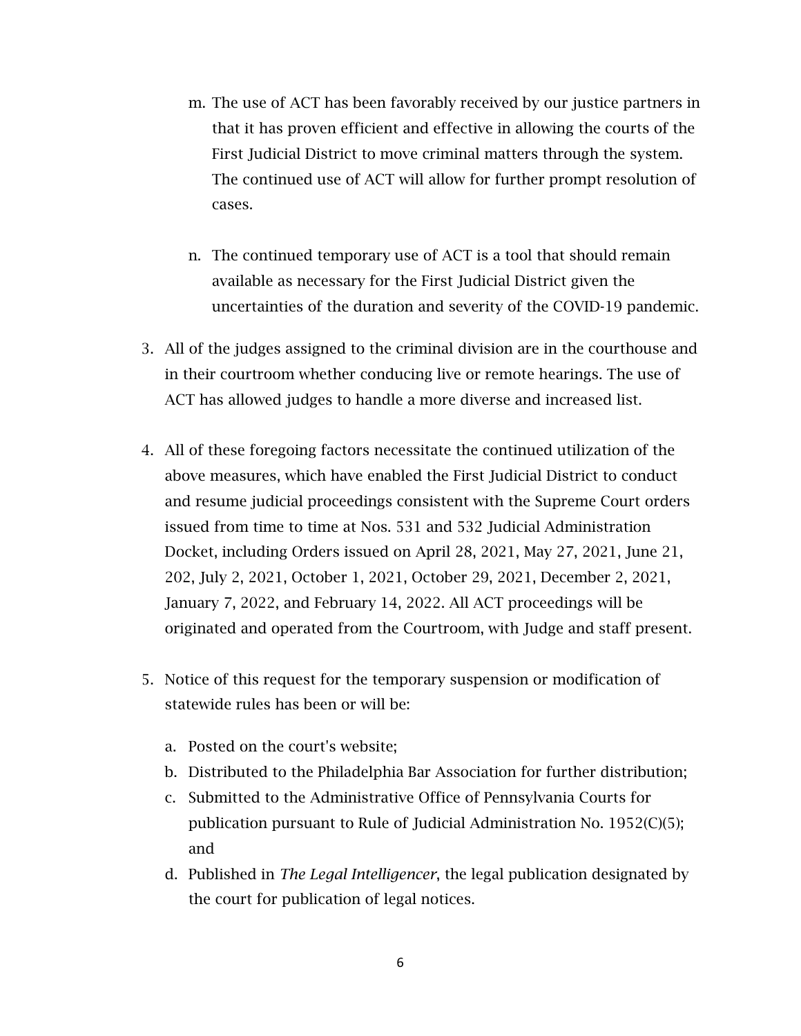m. The use of ACT has been favorably received by our justice partners in that it has proven efficient and effective in allowing the courts of the First Judicial District to move criminal matters through the system. The continued use of ACT will allow for further prompt resolution of cases.

n. The continued temporary use of ACT is a tool that should remain available as necessary for the First Judicial District given the uncertainties of the duration and severity of the COVID-19 pandemic.

3. All of the judges assigned to the criminal division are in the courthouse and in their courtroom whether conducing live or remote hearings. The use of ACT has allowed judges to handle a more diverse and increased list.

4. All of these foregoing factors necessitate the continued utilization of the above measures, which have enabled the First Judicial District to conduct and resume judicial proceedings consistent with the Supreme Court orders issued from time to time at Nos. 531 and 532 Judicial Administration Docket, including Orders issued on April 28, 2021, May 27, 2021, June 21, 202, July 2, 2021, October 1, 2021, October 29, 2021, December 2, 2021, January 7, 2022, and February 14, 2022. All ACT proceedings will be originated and operated from the Courtroom, with Judge and staff present.

5. Notice of this request for the temporary suspension or modification of statewide rules has been or will be:

   a. Posted on the court's website;
   b. Distributed to the Philadelphia Bar Association for further distribution;
   c. Submitted to the Administrative Office of Pennsylvania Courts for publication pursuant to Rule of Judicial Administration No. 1952(C)(5); and
   d. Published in *The Legal Intelligencer*, the legal publication designated by the court for publication of legal notices.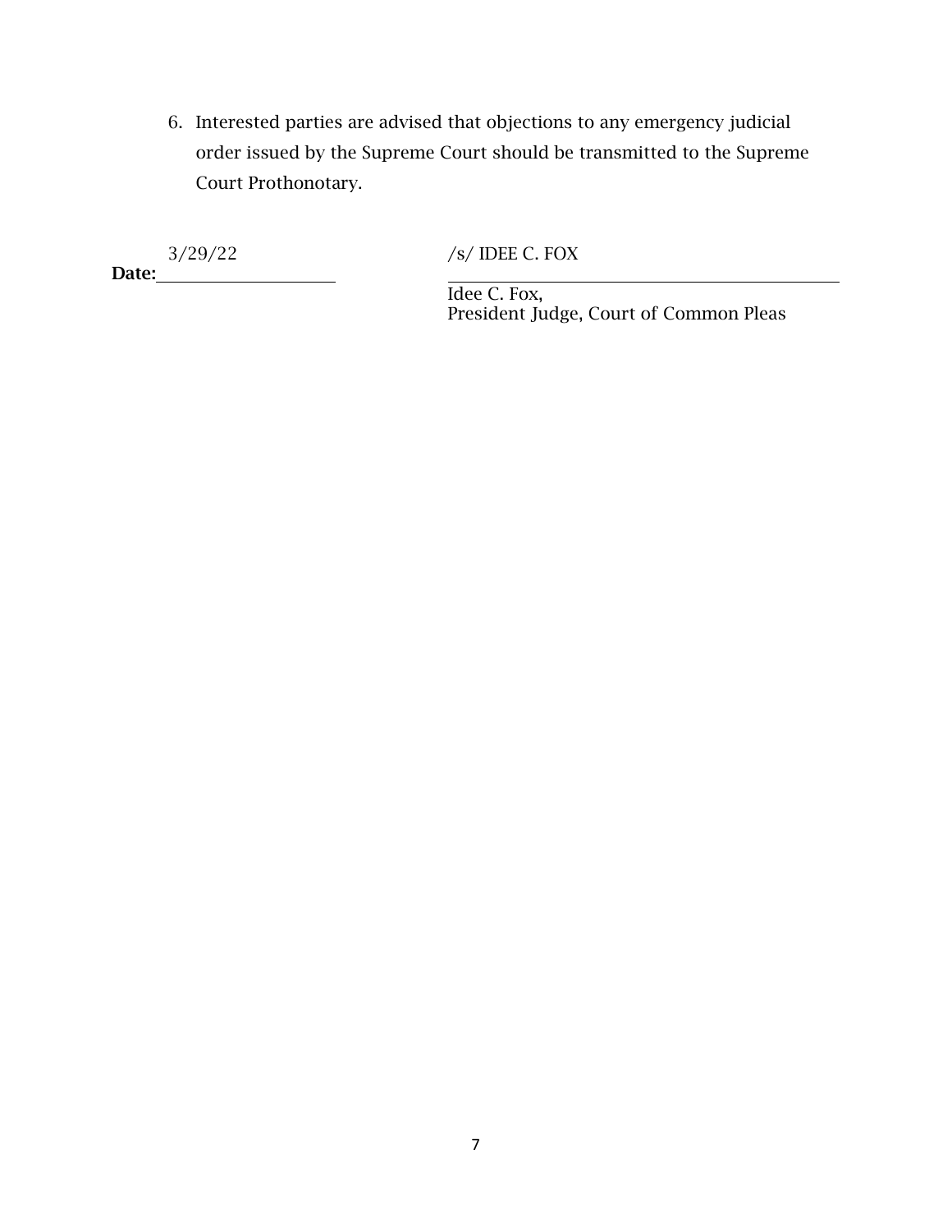6. Interested parties are advised that objections to any emergency judicial order issued by the Supreme Court should be transmitted to the Supreme Court Prothonotary.

**Date:** 3/29/22

/s/ IDEE C. FOX

Idee C. Fox,
President Judge, Court of Common Pleas